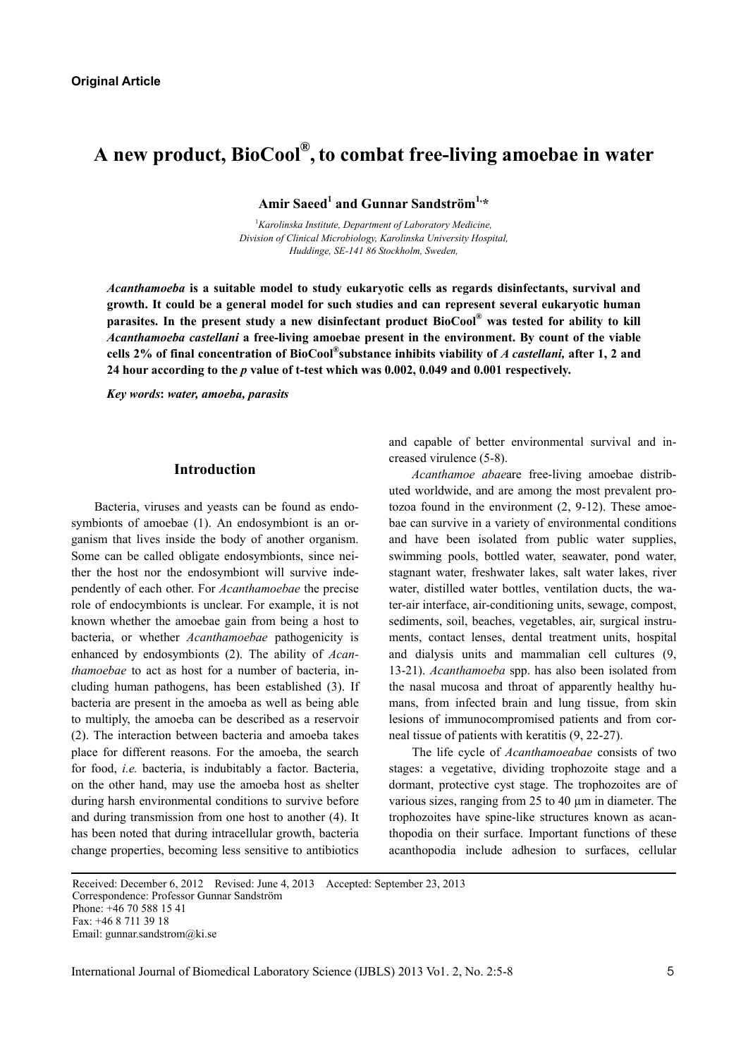**Original Article**

# A new product, BioCool®, to combat free-living amoebae in water

**Amir Saeed[1] and Gunnar Sandström[1,*]**

[1]*Karolinska Institute, Department of Laboratory Medicine, Division of Clinical Microbiology, Karolinska University Hospital, Huddinge, SE-141 86 Stockholm, Sweden,*

***Acanthamoeba*** **is a suitable model to study eukaryotic cells as regards disinfectants, survival and growth. It could be a general model for such studies and can represent several eukaryotic human parasites. In the present study a new disinfectant product BioCool® was tested for ability to kill** ***Acanthamoeba castellani*** **a free-living amoebae present in the environment. By count of the viable cells 2% of final concentration of BioCool®substance inhibits viability of** ***A castellani,*** **after 1, 2 and 24 hour according to the** ***p*** **value of t-test which was 0.002, 0.049 and 0.001 respectively.**

***Key words*****:** ***water, amoeba, parasits***

## Introduction

Bacteria, viruses and yeasts can be found as endosymbionts of amoebae (1). An endosymbiont is an organism that lives inside the body of another organism. Some can be called obligate endosymbionts, since neither the host nor the endosymbiont will survive independently of each other. For *Acanthamoebae* the precise role of endocymbionts is unclear. For example, it is not known whether the amoebae gain from being a host to bacteria, or whether *Acanthamoebae* pathogenicity is enhanced by endosymbionts (2). The ability of *Acanthamoebae* to act as host for a number of bacteria, including human pathogens, has been established (3). If bacteria are present in the amoeba as well as being able to multiply, the amoeba can be described as a reservoir (2). The interaction between bacteria and amoeba takes place for different reasons. For the amoeba, the search for food, *i.e.* bacteria, is indubitably a factor. Bacteria, on the other hand, may use the amoeba host as shelter during harsh environmental conditions to survive before and during transmission from one host to another (4). It has been noted that during intracellular growth, bacteria change properties, becoming less sensitive to antibiotics and capable of better environmental survival and increased virulence (5-8).

*Acanthamoe abae*are free-living amoebae distributed worldwide, and are among the most prevalent protozoa found in the environment (2, 9-12). These amoebae can survive in a variety of environmental conditions and have been isolated from public water supplies, swimming pools, bottled water, seawater, pond water, stagnant water, freshwater lakes, salt water lakes, river water, distilled water bottles, ventilation ducts, the water-air interface, air-conditioning units, sewage, compost, sediments, soil, beaches, vegetables, air, surgical instruments, contact lenses, dental treatment units, hospital and dialysis units and mammalian cell cultures (9, 13-21). *Acanthamoeba* spp. has also been isolated from the nasal mucosa and throat of apparently healthy humans, from infected brain and lung tissue, from skin lesions of immunocompromised patients and from corneal tissue of patients with keratitis (9, 22-27).

The life cycle of *Acanthamoeabae* consists of two stages: a vegetative, dividing trophozoite stage and a dormant, protective cyst stage. The trophozoites are of various sizes, ranging from 25 to 40 µm in diameter. The trophozoites have spine-like structures known as acanthopodia on their surface. Important functions of these acanthopodia include adhesion to surfaces, cellular

Received: December 6, 2012 Revised: June 4, 2013 Accepted: September 23, 2013
Correspondence: Professor Gunnar Sandström
Phone: +46 70 588 15 41
Fax: +46 8 711 39 18
Email: gunnar.sandstrom@ki.se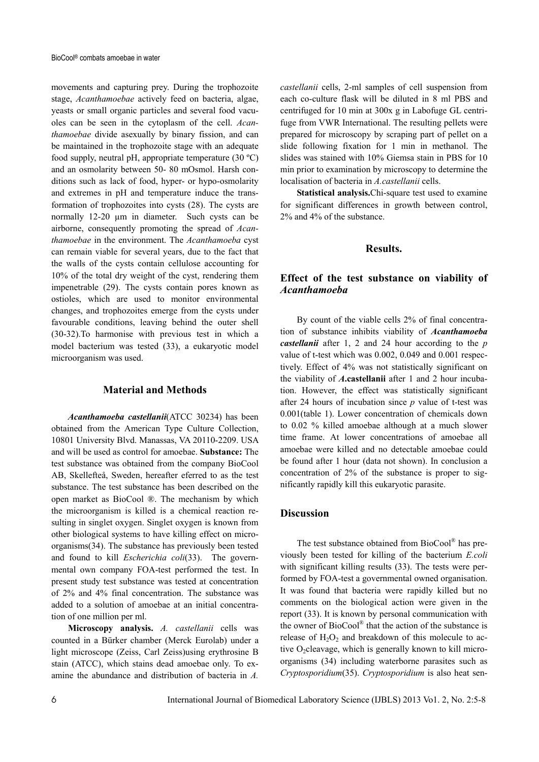movements and capturing prey. During the trophozoite stage, *Acanthamoebae* actively feed on bacteria, algae, yeasts or small organic particles and several food vacuoles can be seen in the cytoplasm of the cell. *Acanthamoebae* divide asexually by binary fission, and can be maintained in the trophozoite stage with an adequate food supply, neutral pH, appropriate temperature (30 ºC) and an osmolarity between 50- 80 mOsmol. Harsh conditions such as lack of food, hyper- or hypo-osmolarity and extremes in pH and temperature induce the transformation of trophozoites into cysts (28). The cysts are normally 12-20 µm in diameter. Such cysts can be airborne, consequently promoting the spread of *Acanthamoebae* in the environment. The *Acanthamoeba* cyst can remain viable for several years, due to the fact that the walls of the cysts contain cellulose accounting for 10% of the total dry weight of the cyst, rendering them impenetrable (29). The cysts contain pores known as ostioles, which are used to monitor environmental changes, and trophozoites emerge from the cysts under favourable conditions, leaving behind the outer shell (30-32).To harmonise with previous test in which a model bacterium was tested (33), a eukaryotic model microorganism was used.

## Material and Methods

***Acanthamoeba castellanii***(ATCC 30234) has been obtained from the American Type Culture Collection, 10801 University Blvd. Manassas, VA 20110-2209. USA and will be used as control for amoebae. **Substance:** The test substance was obtained from the company BioCool AB, Skellefteå, Sweden, hereafter eferred to as the test substance. The test substance has been described on the open market as BioCool ®. The mechanism by which the microorganism is killed is a chemical reaction resulting in singlet oxygen. Singlet oxygen is known from other biological systems to have killing effect on microorganisms(34). The substance has previously been tested and found to kill *Escherichia coli*(33). The governmental own company FOA-test performed the test. In present study test substance was tested at concentration of 2% and 4% final concentration. The substance was added to a solution of amoebae at an initial concentration of one million per ml.

**Microscopy analysis.** *A. castellanii* cells was counted in a Bürker chamber (Merck Eurolab) under a light microscope (Zeiss, Carl Zeiss)using erythrosine B stain (ATCC), which stains dead amoebae only. To examine the abundance and distribution of bacteria in *A. castellanii* cells, 2-ml samples of cell suspension from each co-culture flask will be diluted in 8 ml PBS and centrifuged for 10 min at 300x g in Labofuge GL centrifuge from VWR International. The resulting pellets were prepared for microscopy by scraping part of pellet on a slide following fixation for 1 min in methanol. The slides was stained with 10% Giemsa stain in PBS for 10 min prior to examination by microscopy to determine the localisation of bacteria in *A.castellanii* cells.

**Statistical analysis.**Chi-square test used to examine for significant differences in growth between control, 2% and 4% of the substance.

## Results.

### Effect of the test substance on viability of *Acanthamoeba*

By count of the viable cells 2% of final concentration of substance inhibits viability of ***Acanthamoeba castellanii*** after 1, 2 and 24 hour according to the *p* value of t-test which was 0.002, 0.049 and 0.001 respectively. Effect of 4% was not statistically significant on the viability of ***A*.castellanii** after 1 and 2 hour incubation. However, the effect was statistically significant after 24 hours of incubation since *p* value of t-test was 0.001(table 1). Lower concentration of chemicals down to 0.02 % killed amoebae although at a much slower time frame. At lower concentrations of amoebae all amoebae were killed and no detectable amoebae could be found after 1 hour (data not shown). In conclusion a concentration of 2% of the substance is proper to significantly rapidly kill this eukaryotic parasite.

## Discussion

The test substance obtained from BioCool® has previously been tested for killing of the bacterium *E.coli* with significant killing results (33). The tests were performed by FOA-test a governmental owned organisation. It was found that bacteria were rapidly killed but no comments on the biological action were given in the report (33). It is known by personal communication with the owner of BioCool® that the action of the substance is release of $H_2O_2$ and breakdown of this molecule to active $O_2$cleavage, which is generally known to kill microorganisms (34) including waterborne parasites such as *Cryptosporidium*(35). *Cryptosporidium* is also heat sen-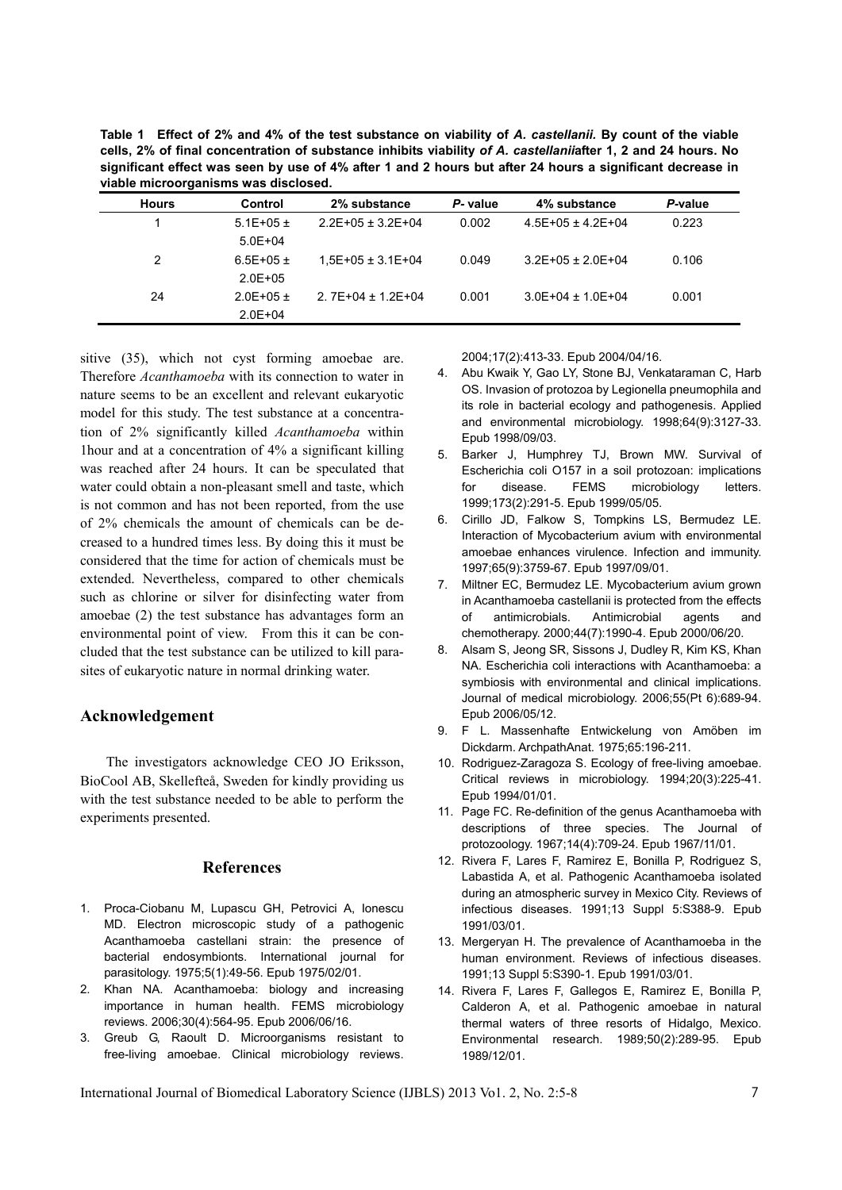**Table 1 Effect of 2% and 4% of the test substance on viability of *A. castellanii*. By count of the viable cells, 2% of final concentration of substance inhibits viability *of A. castellanii*after 1, 2 and 24 hours. No significant effect was seen by use of 4% after 1 and 2 hours but after 24 hours a significant decrease in viable microorganisms was disclosed.**

| Hours | Control | 2% substance | *P*- value | 4% substance | *P*-value |
|---|---|---|---|---|---|
| 1 | 5.1E+05 ± 5.0E+04 | 2.2E+05 ± 3.2E+04 | 0.002 | 4.5E+05 ± 4.2E+04 | 0.223 |
| 2 | 6.5E+05 ± 2.0E+05 | 1,5E+05 ± 3.1E+04 | 0.049 | 3.2E+05 ± 2.0E+04 | 0.106 |
| 24 | 2.0E+05 ± 2.0E+04 | 2. 7E+04 ± 1.2E+04 | 0.001 | 3.0E+04 ± 1.0E+04 | 0.001 |

sitive (35), which not cyst forming amoebae are. Therefore *Acanthamoeba* with its connection to water in nature seems to be an excellent and relevant eukaryotic model for this study. The test substance at a concentration of 2% significantly killed *Acanthamoeba* within 1hour and at a concentration of 4% a significant killing was reached after 24 hours. It can be speculated that water could obtain a non-pleasant smell and taste, which is not common and has not been reported, from the use of 2% chemicals the amount of chemicals can be decreased to a hundred times less. By doing this it must be considered that the time for action of chemicals must be extended. Nevertheless, compared to other chemicals such as chlorine or silver for disinfecting water from amoebae (2) the test substance has advantages form an environmental point of view. From this it can be concluded that the test substance can be utilized to kill parasites of eukaryotic nature in normal drinking water.

## Acknowledgement

The investigators acknowledge CEO JO Eriksson, BioCool AB, Skellefteå, Sweden for kindly providing us with the test substance needed to be able to perform the experiments presented.

## References

1. Proca-Ciobanu M, Lupascu GH, Petrovici A, Ionescu MD. Electron microscopic study of a pathogenic Acanthamoeba castellani strain: the presence of bacterial endosymbionts. International journal for parasitology. 1975;5(1):49-56. Epub 1975/02/01.
2. Khan NA. Acanthamoeba: biology and increasing importance in human health. FEMS microbiology reviews. 2006;30(4):564-95. Epub 2006/06/16.
3. Greub G, Raoult D. Microorganisms resistant to free-living amoebae. Clinical microbiology reviews. 2004;17(2):413-33. Epub 2004/04/16.
4. Abu Kwaik Y, Gao LY, Stone BJ, Venkataraman C, Harb OS. Invasion of protozoa by Legionella pneumophila and its role in bacterial ecology and pathogenesis. Applied and environmental microbiology. 1998;64(9):3127-33. Epub 1998/09/03.
5. Barker J, Humphrey TJ, Brown MW. Survival of Escherichia coli O157 in a soil protozoan: implications for disease. FEMS microbiology letters. 1999;173(2):291-5. Epub 1999/05/05.
6. Cirillo JD, Falkow S, Tompkins LS, Bermudez LE. Interaction of Mycobacterium avium with environmental amoebae enhances virulence. Infection and immunity. 1997;65(9):3759-67. Epub 1997/09/01.
7. Miltner EC, Bermudez LE. Mycobacterium avium grown in Acanthamoeba castellanii is protected from the effects of antimicrobials. Antimicrobial agents and chemotherapy. 2000;44(7):1990-4. Epub 2000/06/20.
8. Alsam S, Jeong SR, Sissons J, Dudley R, Kim KS, Khan NA. Escherichia coli interactions with Acanthamoeba: a symbiosis with environmental and clinical implications. Journal of medical microbiology. 2006;55(Pt 6):689-94. Epub 2006/05/12.
9. F L. Massenhafte Entwickelung von Amöben im Dickdarm. ArchpathAnat. 1975;65:196-211.
10. Rodriguez-Zaragoza S. Ecology of free-living amoebae. Critical reviews in microbiology. 1994;20(3):225-41. Epub 1994/01/01.
11. Page FC. Re-definition of the genus Acanthamoeba with descriptions of three species. The Journal of protozoology. 1967;14(4):709-24. Epub 1967/11/01.
12. Rivera F, Lares F, Ramirez E, Bonilla P, Rodriguez S, Labastida A, et al. Pathogenic Acanthamoeba isolated during an atmospheric survey in Mexico City. Reviews of infectious diseases. 1991;13 Suppl 5:S388-9. Epub 1991/03/01.
13. Mergeryan H. The prevalence of Acanthamoeba in the human environment. Reviews of infectious diseases. 1991;13 Suppl 5:S390-1. Epub 1991/03/01.
14. Rivera F, Lares F, Gallegos E, Ramirez E, Bonilla P, Calderon A, et al. Pathogenic amoebae in natural thermal waters of three resorts of Hidalgo, Mexico. Environmental research. 1989;50(2):289-95. Epub 1989/12/01.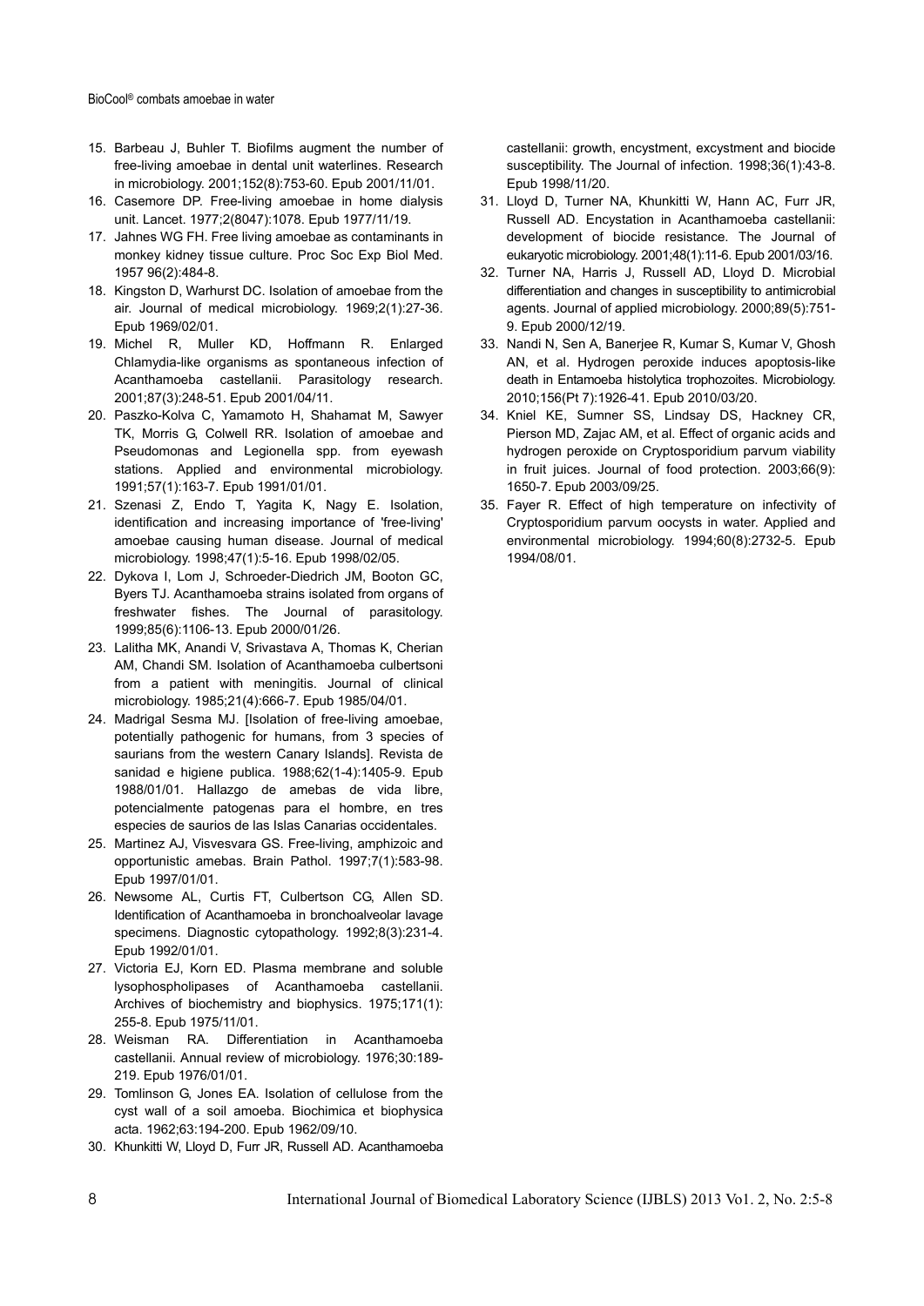15. Barbeau J, Buhler T. Biofilms augment the number of free-living amoebae in dental unit waterlines. Research in microbiology. 2001;152(8):753-60. Epub 2001/11/01.
16. Casemore DP. Free-living amoebae in home dialysis unit. Lancet. 1977;2(8047):1078. Epub 1977/11/19.
17. Jahnes WG FH. Free living amoebae as contaminants in monkey kidney tissue culture. Proc Soc Exp Biol Med. 1957 96(2):484-8.
18. Kingston D, Warhurst DC. Isolation of amoebae from the air. Journal of medical microbiology. 1969;2(1):27-36. Epub 1969/02/01.
19. Michel R, Muller KD, Hoffmann R. Enlarged Chlamydia-like organisms as spontaneous infection of Acanthamoeba castellanii. Parasitology research. 2001;87(3):248-51. Epub 2001/04/11.
20. Paszko-Kolva C, Yamamoto H, Shahamat M, Sawyer TK, Morris G, Colwell RR. Isolation of amoebae and Pseudomonas and Legionella spp. from eyewash stations. Applied and environmental microbiology. 1991;57(1):163-7. Epub 1991/01/01.
21. Szenasi Z, Endo T, Yagita K, Nagy E. Isolation, identification and increasing importance of 'free-living' amoebae causing human disease. Journal of medical microbiology. 1998;47(1):5-16. Epub 1998/02/05.
22. Dykova I, Lom J, Schroeder-Diedrich JM, Booton GC, Byers TJ. Acanthamoeba strains isolated from organs of freshwater fishes. The Journal of parasitology. 1999;85(6):1106-13. Epub 2000/01/26.
23. Lalitha MK, Anandi V, Srivastava A, Thomas K, Cherian AM, Chandi SM. Isolation of Acanthamoeba culbertsoni from a patient with meningitis. Journal of clinical microbiology. 1985;21(4):666-7. Epub 1985/04/01.
24. Madrigal Sesma MJ. [Isolation of free-living amoebae, potentially pathogenic for humans, from 3 species of saurians from the western Canary Islands]. Revista de sanidad e higiene publica. 1988;62(1-4):1405-9. Epub 1988/01/01. Hallazgo de amebas de vida libre, potencialmente patogenas para el hombre, en tres especies de saurios de las Islas Canarias occidentales.
25. Martinez AJ, Visvesvara GS. Free-living, amphizoic and opportunistic amebas. Brain Pathol. 1997;7(1):583-98. Epub 1997/01/01.
26. Newsome AL, Curtis FT, Culbertson CG, Allen SD. Identification of Acanthamoeba in bronchoalveolar lavage specimens. Diagnostic cytopathology. 1992;8(3):231-4. Epub 1992/01/01.
27. Victoria EJ, Korn ED. Plasma membrane and soluble lysophospholipases of Acanthamoeba castellanii. Archives of biochemistry and biophysics. 1975;171(1): 255-8. Epub 1975/11/01.
28. Weisman RA. Differentiation in Acanthamoeba castellanii. Annual review of microbiology. 1976;30:189-219. Epub 1976/01/01.
29. Tomlinson G, Jones EA. Isolation of cellulose from the cyst wall of a soil amoeba. Biochimica et biophysica acta. 1962;63:194-200. Epub 1962/09/10.
30. Khunkitti W, Lloyd D, Furr JR, Russell AD. Acanthamoeba castellanii: growth, encystment, excystment and biocide susceptibility. The Journal of infection. 1998;36(1):43-8. Epub 1998/11/20.
31. Lloyd D, Turner NA, Khunkitti W, Hann AC, Furr JR, Russell AD. Encystation in Acanthamoeba castellanii: development of biocide resistance. The Journal of eukaryotic microbiology. 2001;48(1):11-6. Epub 2001/03/16.
32. Turner NA, Harris J, Russell AD, Lloyd D. Microbial differentiation and changes in susceptibility to antimicrobial agents. Journal of applied microbiology. 2000;89(5):751-9. Epub 2000/12/19.
33. Nandi N, Sen A, Banerjee R, Kumar S, Kumar V, Ghosh AN, et al. Hydrogen peroxide induces apoptosis-like death in Entamoeba histolytica trophozoites. Microbiology. 2010;156(Pt 7):1926-41. Epub 2010/03/20.
34. Kniel KE, Sumner SS, Lindsay DS, Hackney CR, Pierson MD, Zajac AM, et al. Effect of organic acids and hydrogen peroxide on Cryptosporidium parvum viability in fruit juices. Journal of food protection. 2003;66(9): 1650-7. Epub 2003/09/25.
35. Fayer R. Effect of high temperature on infectivity of Cryptosporidium parvum oocysts in water. Applied and environmental microbiology. 1994;60(8):2732-5. Epub 1994/08/01.